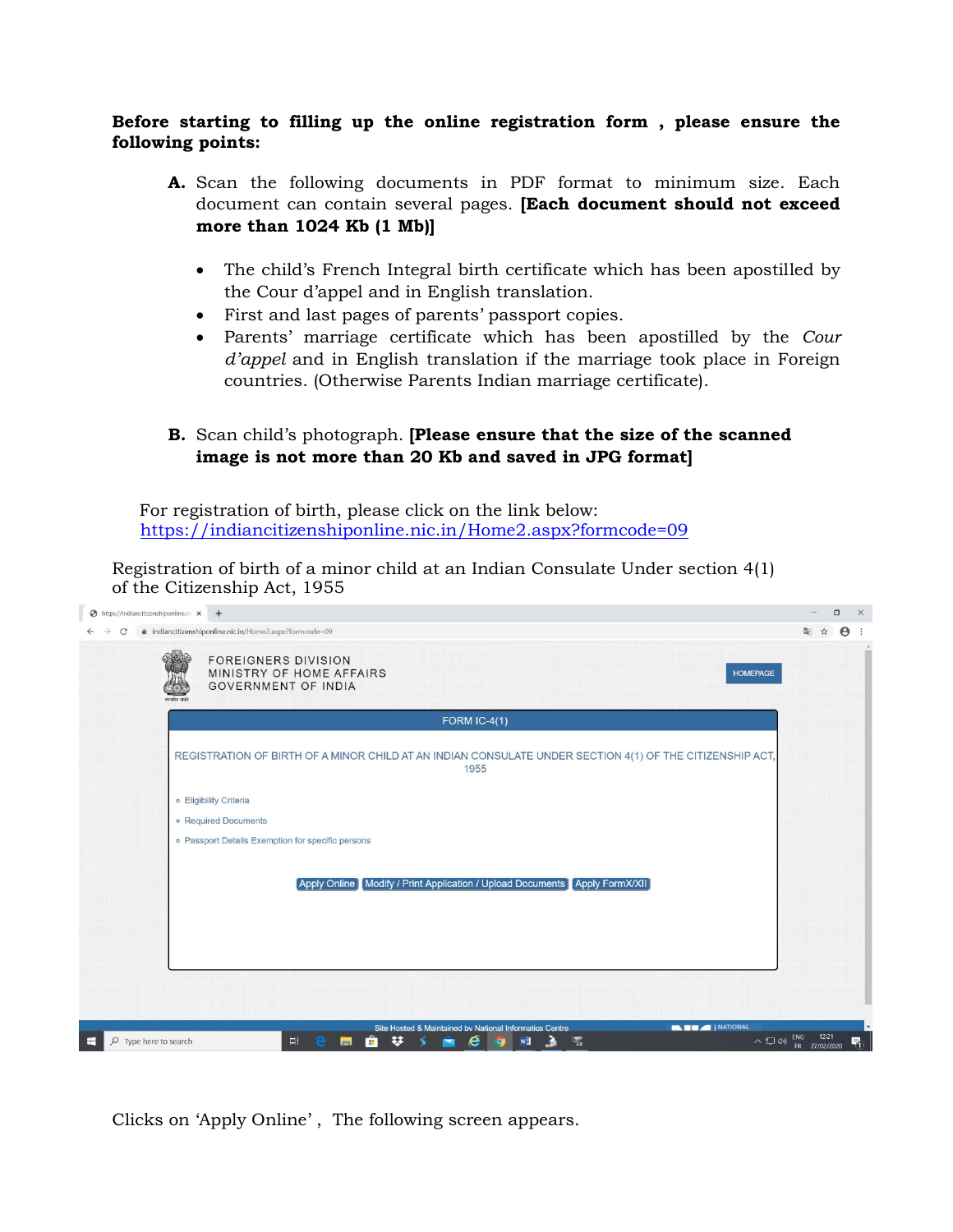**Before starting to filling up the online registration form , please ensure the following points:**

**A.** Scan the following documents in PDF format to minimum size. Each document can contain several pages. **[Each document should not exceed more than 1024 Kb (1 Mb)]**

- The child's French Integral birth certificate which has been apostilled by the Cour d'appel and in English translation.
- First and last pages of parents' passport copies.
- Parents' marriage certificate which has been apostilled by the *Cour d'appel* and in English translation if the marriage took place in Foreign countries. (Otherwise Parents Indian marriage certificate).

**B.** Scan child's photograph. **[Please ensure that the size of the scanned image is not more than 20 Kb and saved in JPG format]**

For registration of birth, please click on the link below:
https://indiancitizenshiponline.nic.in/Home2.aspx?formcode=09

Registration of birth of a minor child at an Indian Consulate Under section 4(1) of the Citizenship Act, 1955

Clicks on 'Apply Online' , The following screen appears.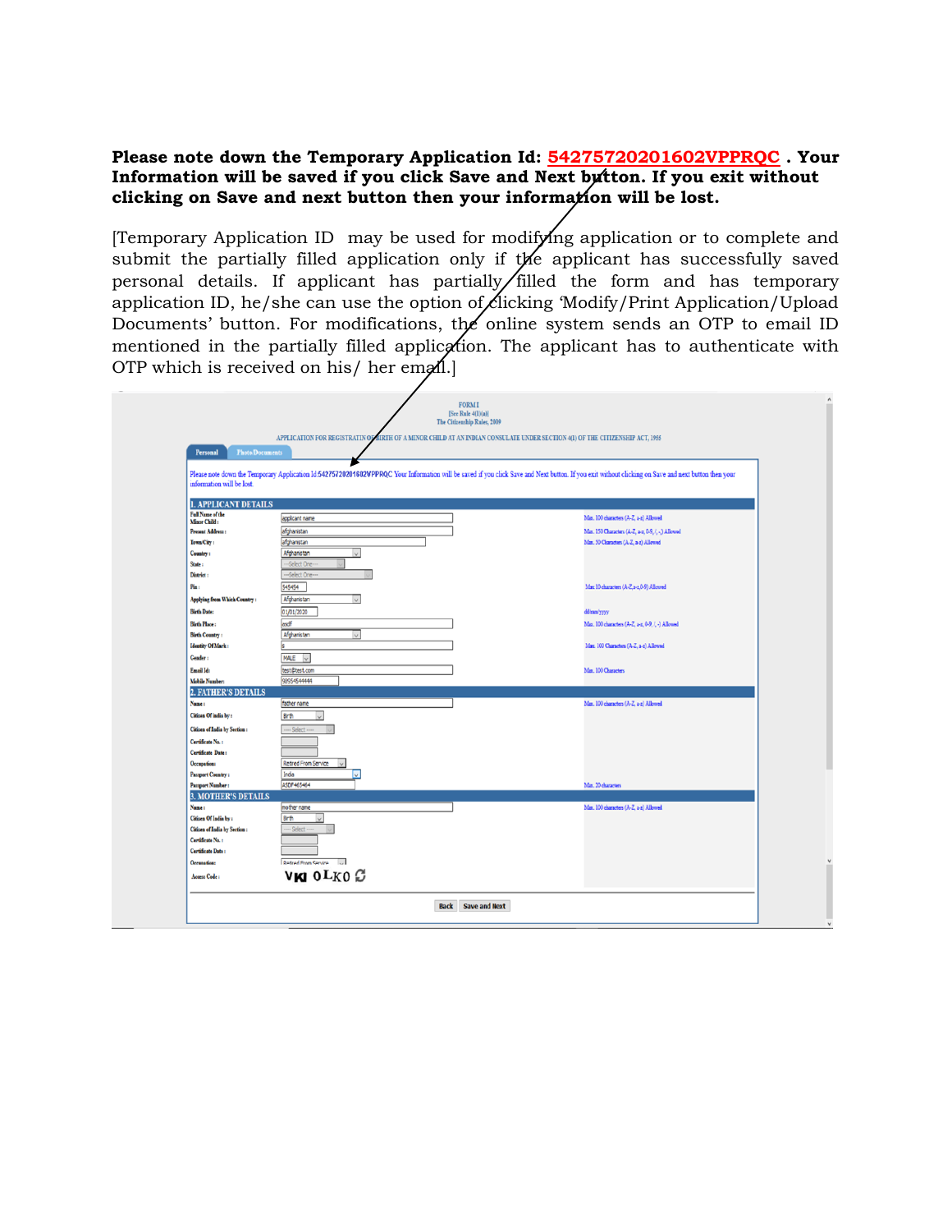**Please note down the Temporary Application Id: 542757202016O2VPPRQC . Your Information will be saved if you click Save and Next button. If you exit without clicking on Save and next button then your information will be lost.**

[Temporary Application ID may be used for modifying application or to complete and submit the partially filled application only if the applicant has successfully saved personal details. If applicant has partially filled the form and has temporary application ID, he/she can use the option of clicking 'Modify/Print Application/Upload Documents' button. For modifications, the online system sends an OTP to email ID mentioned in the partially filled application. The applicant has to authenticate with OTP which is received on his/ her email.]

FORM I
[See Rule 4(1)(a)]
The Citizenship Rules, 2009

APPLICATION FOR REGISTRATION OF BIRTH OF A MINOR CHILD AT AN INDIAN CONSULATE UNDER SECTION 4(1) OF THE CITIZENSHIP ACT, 1955

Personal | Photo/Documents

Please note down the Temporary Application Id:542757202016O2VPPRQC Your Information will be saved if you click Save and Next button. If you exit without clicking on Save and next button then your information will be lost.

**1. APPLICANT DETAILS**

| Field | Value | Note |
|---|---|---|
| Full Name of the Minor Child : | applicant name | Max. 100 characters (A-Z, a-z) Allowed |
| Present Address : | afghanistan | Max. 150 Characters (A-Z, a-z, 0-9, /, -,) Allowed |
| Town/City : | afghanistan | Max. 50 Characters (A-Z, a-z) Allowed |
| Country : | Afghanistan | |
| State : | ---Select One--- | |
| District : | ---Select One--- | |
| Pin : | 545454 | Max 10 characters (A-Z,a-z,0-9) Allowed |
| Applying from Which Country : | Afghanistan | |
| Birth Date: | 01/01/2020 | dd/mm/yyyy |
| Birth Place : | asdf | Max. 100 characters (A-Z, a-z, 0-9, /, -) Allowed |
| Birth Country : | Afghanistan | |
| Identity Of Mark : | s | Max. 100 Characters (A-Z, a-z) Allowed |
| Gender : | MALE | |
| Email Id: | test@test.com | Max. 100 Characters |
| Mobile Number: | 98954544444 | |

**2. FATHER'S DETAILS**

| Field | Value | Note |
|---|---|---|
| Name : | father name | Max. 100 characters (A-Z, a-z) Allowed |
| Citizen Of india by : | Birth | |
| Citizen of India by Section : | ---- Select ---- | |
| Certificate No. : | | |
| Certificate Date : | | |
| Occupation: | Retired From Service | |
| Passport Country : | India | |
| Passport Number : | ASDF465464 | Max. 20 characters |

**3. MOTHER'S DETAILS**

| Field | Value | Note |
|---|---|---|
| Name : | mother name | Max. 100 characters (A-Z, a-z) Allowed |
| Citizen Of India by : | Birth | |
| Citizen of India by Section : | ---- Select ---- | |
| Certificate No. : | | |
| Certificate Date : | | |
| Occupation: | Retired From Service | |

Access Code : VKI 0LK0

Back | Save and Next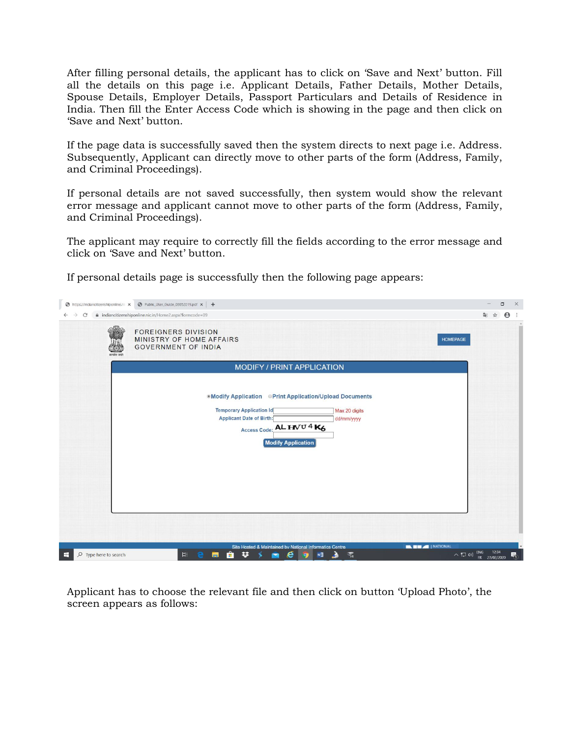After filling personal details, the applicant has to click on 'Save and Next' button. Fill all the details on this page i.e. Applicant Details, Father Details, Mother Details, Spouse Details, Employer Details, Passport Particulars and Details of Residence in India. Then fill the Enter Access Code which is showing in the page and then click on 'Save and Next' button.

If the page data is successfully saved then the system directs to next page i.e. Address. Subsequently, Applicant can directly move to other parts of the form (Address, Family, and Criminal Proceedings).

If personal details are not saved successfully, then system would show the relevant error message and applicant cannot move to other parts of the form (Address, Family, and Criminal Proceedings).

The applicant may require to correctly fill the fields according to the error message and click on 'Save and Next' button.

If personal details page is successfully then the following page appears:

Applicant has to choose the relevant file and then click on button 'Upload Photo', the screen appears as follows: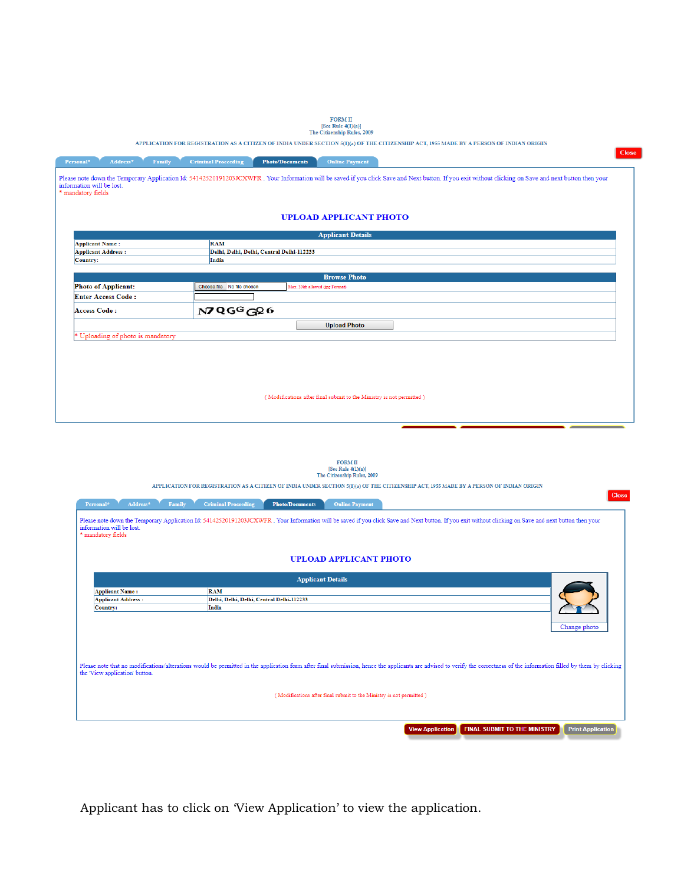FORM II
[See Rule 4(1)(a)]
The Citizenship Rules, 2009

APPLICATION FOR REGISTRATION AS A CITIZEN OF INDIA UNDER SECTION 5(1)(a) OF THE CITIZENSHIP ACT, 1955 MADE BY A PERSON OF INDIAN ORIGIN

Close

Personal* | Address* | Family | Criminal Proceeding | Photo/Documents | Online Payment

Please note down the Temporary Application Id: 54142520191203JCXWFR . Your Information will be saved if you click Save and Next button. If you exit without clicking on Save and next button then your information will be lost.
\* mandatory fields

## UPLOAD APPLICANT PHOTO

| Applicant Details | |
|---|---|
| Applicant Name : | RAM |
| Applicant Address : | Delhi, Delhi, Delhi, Central Delhi-112233 |
| Country: | India |

| Browse Photo | |
|---|---|
| Photo of Applicant: | Choose file No file chosen Max. 20kb allowed (jpg Format) |
| Enter Access Code : | |
| Access Code : | N7QGGG26 |
| | Upload Photo |

\* Uploading of photo is mandatory

( Modifications after final submit to the Ministry is not permitted )

FORM II
[See Rule 4(1)(a)]
The Citizenship Rules, 2009

APPLICATION FOR REGISTRATION AS A CITIZEN OF INDIA UNDER SECTION 5(1)(a) OF THE CITIZENSHIP ACT, 1955 MADE BY A PERSON OF INDIAN ORIGIN

Close

Personal* | Address* | Family | Criminal Proceeding | Photo/Documents | Online Payment

Please note down the Temporary Application Id: 54142520191203JCXWFR . Your Information will be saved if you click Save and Next button. If you exit without clicking on Save and next button then your information will be lost.
\* mandatory fields

## UPLOAD APPLICANT PHOTO

| Applicant Details | |
|---|---|
| Applicant Name : | RAM |
| Applicant Address : | Delhi, Delhi, Delhi, Central Delhi-112233 |
| Country: | India |

Change photo

Please note that no modifications/alterations would be permitted in the application form after final submission, hence the applicants are advised to verify the correctness of the information filled by them by clicking the 'View application' button.

( Modifications after final submit to the Ministry is not permitted )

View Application | FINAL SUBMIT TO THE MINISTRY | Print Application

Applicant has to click on 'View Application' to view the application.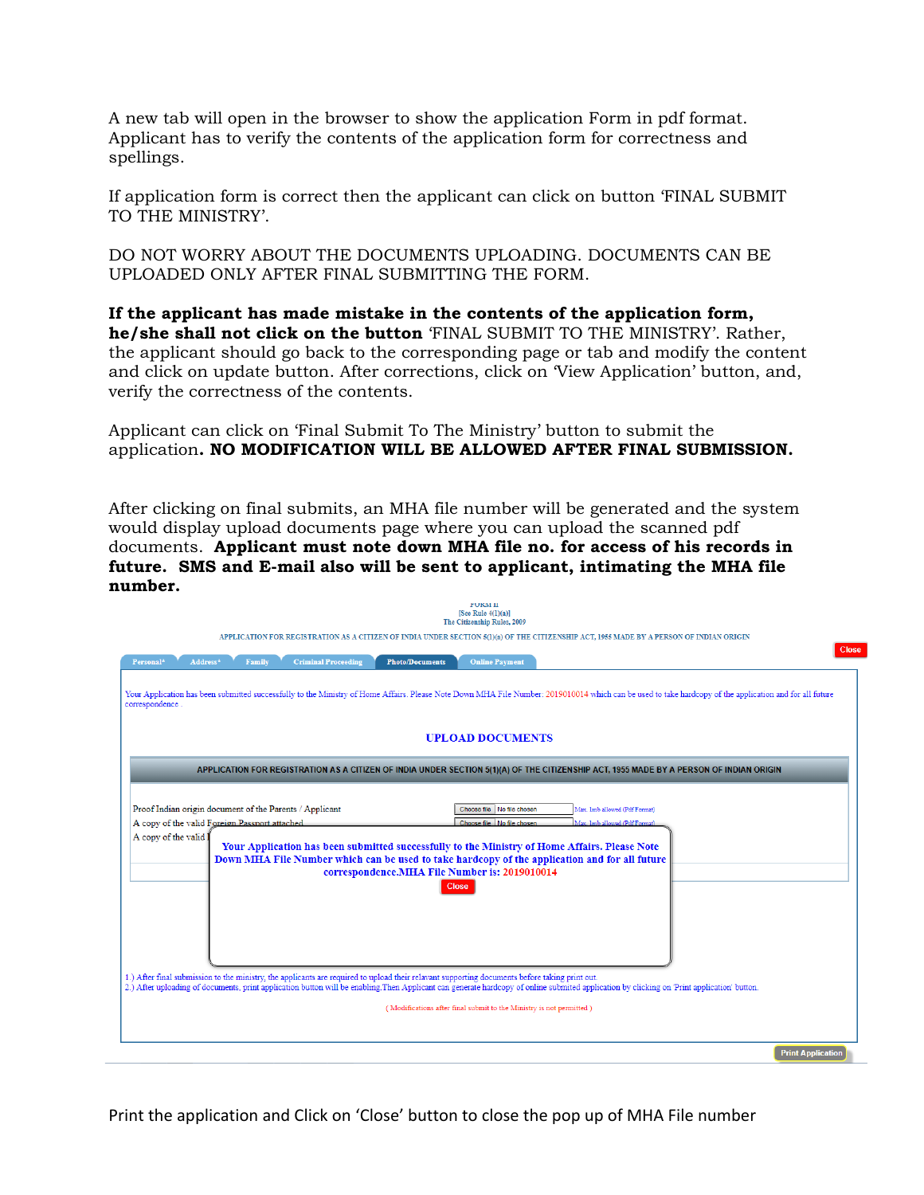A new tab will open in the browser to show the application Form in pdf format. Applicant has to verify the contents of the application form for correctness and spellings.

If application form is correct then the applicant can click on button 'FINAL SUBMIT TO THE MINISTRY'.

DO NOT WORRY ABOUT THE DOCUMENTS UPLOADING. DOCUMENTS CAN BE UPLOADED ONLY AFTER FINAL SUBMITTING THE FORM.

**If the applicant has made mistake in the contents of the application form, he/she shall not click on the button** 'FINAL SUBMIT TO THE MINISTRY'. Rather, the applicant should go back to the corresponding page or tab and modify the content and click on update button. After corrections, click on 'View Application' button, and, verify the correctness of the contents.

Applicant can click on 'Final Submit To The Ministry' button to submit the application**. NO MODIFICATION WILL BE ALLOWED AFTER FINAL SUBMISSION.**

After clicking on final submits, an MHA file number will be generated and the system would display upload documents page where you can upload the scanned pdf documents. **Applicant must note down MHA file no. for access of his records in future. SMS and E-mail also will be sent to applicant, intimating the MHA file number.**

FORM II
[See Rule 4(1)(a)]
The Citizenship Rules, 2009

APPLICATION FOR REGISTRATION AS A CITIZEN OF INDIA UNDER SECTION 5(1)(a) OF THE CITIZENSHIP ACT, 1955 MADE BY A PERSON OF INDIAN ORIGIN

Close

Personal* | Address* | Family | Criminal Proceeding | Photo/Documents | Online Payment

Your Application has been submitted successfully to the Ministry of Home Affairs. Please Note Down MHA File Number: 2019010014 which can be used to take hardcopy of the application and for all future correspondence .

UPLOAD DOCUMENTS

APPLICATION FOR REGISTRATION AS A CITIZEN OF INDIA UNDER SECTION 5(1)(A) OF THE CITIZENSHIP ACT, 1955 MADE BY A PERSON OF INDIAN ORIGIN

Proof Indian origin document of the Parents / Applicant — Choose file No file chosen — Max. 1mb allowed (Pdf Format)

A copy of the valid Foreign Passport attached — Choose file No file chosen — Max. 1mb allowed (Pdf Format)

A copy of the valid [...]

Your Application has been submitted successfully to the Ministry of Home Affairs. Please Note Down MHA File Number which can be used to take hardcopy of the application and for all future correspondence.MHA File Number is: 2019010014

Close

1.) After final submission to the ministry, the applicants are required to upload their relavant supporting documents before taking print out.
2.) After uploading of documents, print application button will be enabling.Then Applicant can generate hardcopy of online submited application by clicking on 'Print application' button.

( Modifications after final submit to the Ministry is not permitted )

Print Application

Print the application and Click on 'Close' button to close the pop up of MHA File number